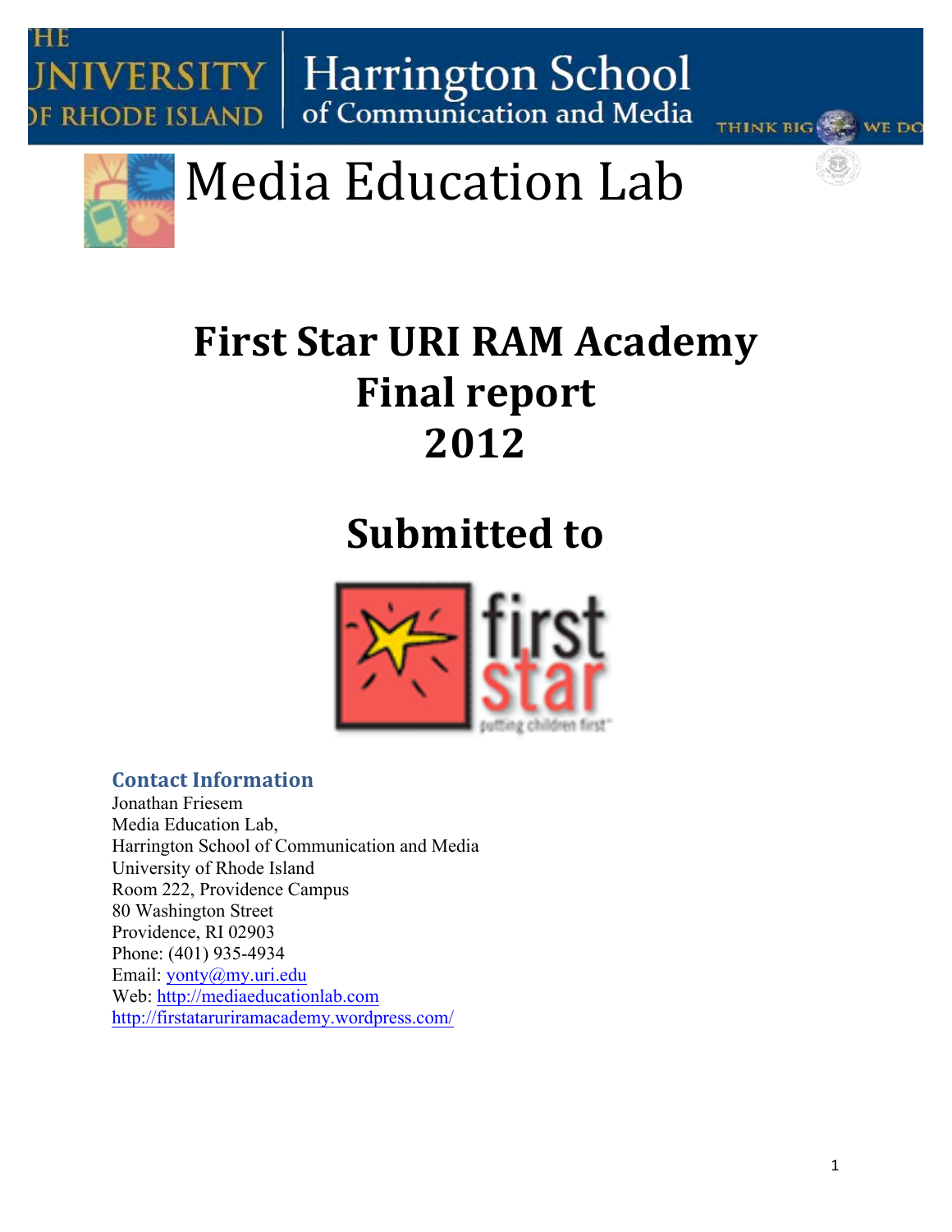THE UNIVERSITY OF RHODE ISLAND | Harrington School of Communication and Media

THINK BIG WE DO

# Media Education Lab

# First Star URI RAM Academy Final report 2012

# Submitted to

first star

putting children first

### Contact Information

Jonathan Friesem
Media Education Lab,
Harrington School of Communication and Media
University of Rhode Island
Room 222, Providence Campus
80 Washington Street
Providence, RI 02903
Phone: (401) 935-4934
Email: yonty@my.uri.edu
Web: http://mediaeducationlab.com
http://firststaruriramacademy.wordpress.com/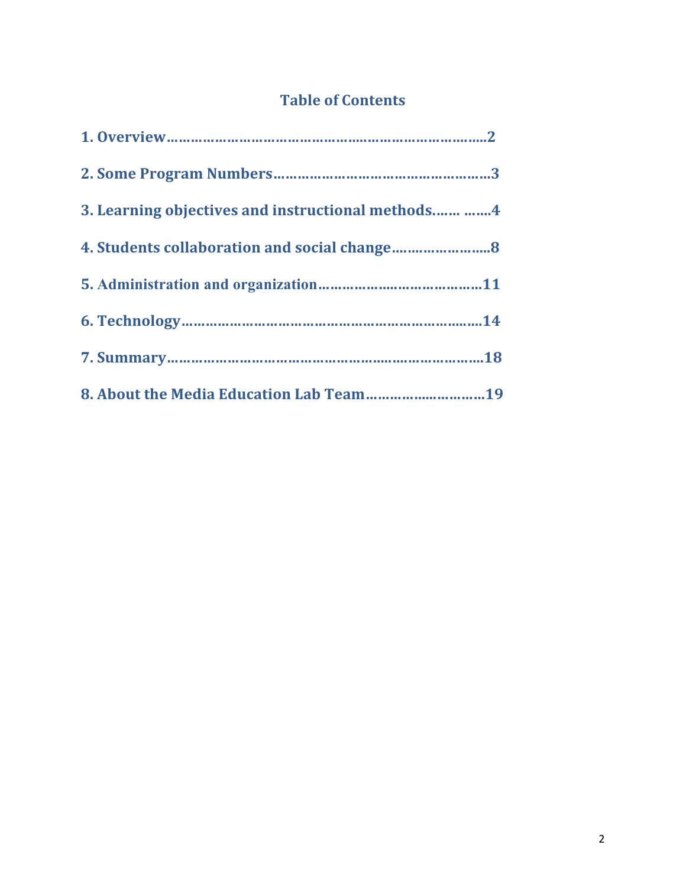## Table of Contents

**1. Overview……………………………………………………………………..2**

**2. Some Program Numbers……………………………………………3**

**3. Learning objectives and instructional methods……. …….4**

**4. Students collaboration and social change……………………..8**

**5. Administration and organization…………………………………11**

**6. Technology……………………………………………………………….14**

**7. Summary………………………………………………………………….18**

**8. About the Media Education Lab Team…………………………19**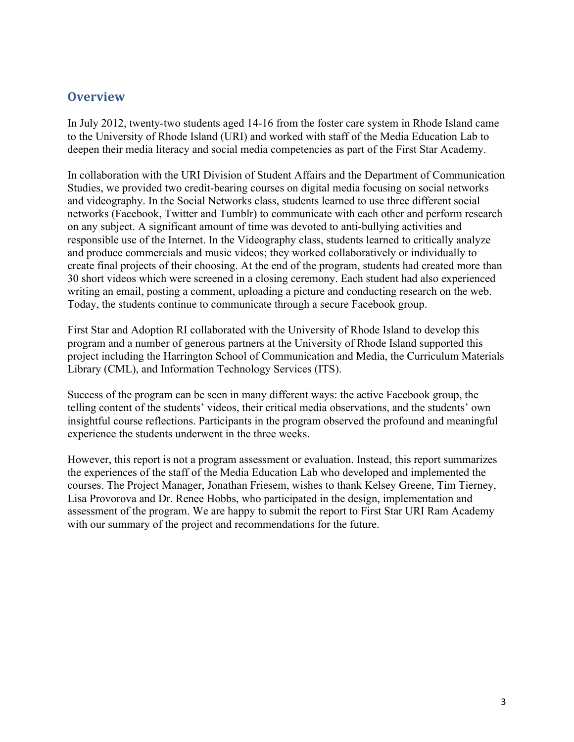## Overview

In July 2012, twenty-two students aged 14-16 from the foster care system in Rhode Island came to the University of Rhode Island (URI) and worked with staff of the Media Education Lab to deepen their media literacy and social media competencies as part of the First Star Academy.

In collaboration with the URI Division of Student Affairs and the Department of Communication Studies, we provided two credit-bearing courses on digital media focusing on social networks and videography. In the Social Networks class, students learned to use three different social networks (Facebook, Twitter and Tumblr) to communicate with each other and perform research on any subject. A significant amount of time was devoted to anti-bullying activities and responsible use of the Internet. In the Videography class, students learned to critically analyze and produce commercials and music videos; they worked collaboratively or individually to create final projects of their choosing. At the end of the program, students had created more than 30 short videos which were screened in a closing ceremony. Each student had also experienced writing an email, posting a comment, uploading a picture and conducting research on the web. Today, the students continue to communicate through a secure Facebook group.

First Star and Adoption RI collaborated with the University of Rhode Island to develop this program and a number of generous partners at the University of Rhode Island supported this project including the Harrington School of Communication and Media, the Curriculum Materials Library (CML), and Information Technology Services (ITS).

Success of the program can be seen in many different ways: the active Facebook group, the telling content of the students' videos, their critical media observations, and the students' own insightful course reflections. Participants in the program observed the profound and meaningful experience the students underwent in the three weeks.

However, this report is not a program assessment or evaluation. Instead, this report summarizes the experiences of the staff of the Media Education Lab who developed and implemented the courses. The Project Manager, Jonathan Friesem, wishes to thank Kelsey Greene, Tim Tierney, Lisa Provorova and Dr. Renee Hobbs, who participated in the design, implementation and assessment of the program. We are happy to submit the report to First Star URI Ram Academy with our summary of the project and recommendations for the future.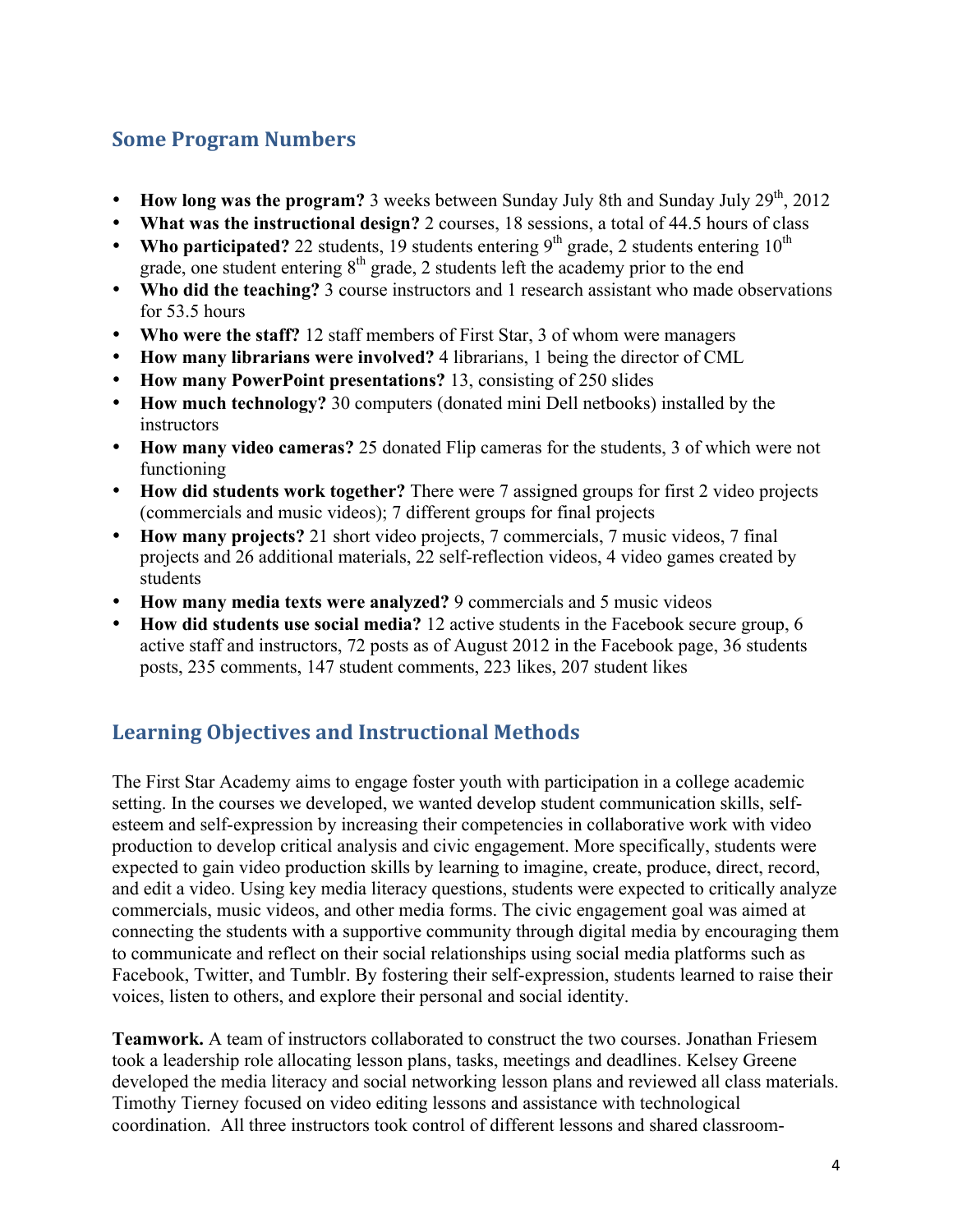## Some Program Numbers

- **How long was the program?** 3 weeks between Sunday July 8th and Sunday July 29th, 2012
- **What was the instructional design?** 2 courses, 18 sessions, a total of 44.5 hours of class
- **Who participated?** 22 students, 19 students entering 9th grade, 2 students entering 10th grade, one student entering 8th grade, 2 students left the academy prior to the end
- **Who did the teaching?** 3 course instructors and 1 research assistant who made observations for 53.5 hours
- **Who were the staff?** 12 staff members of First Star, 3 of whom were managers
- **How many librarians were involved?** 4 librarians, 1 being the director of CML
- **How many PowerPoint presentations?** 13, consisting of 250 slides
- **How much technology?** 30 computers (donated mini Dell netbooks) installed by the instructors
- **How many video cameras?** 25 donated Flip cameras for the students, 3 of which were not functioning
- **How did students work together?** There were 7 assigned groups for first 2 video projects (commercials and music videos); 7 different groups for final projects
- **How many projects?** 21 short video projects, 7 commercials, 7 music videos, 7 final projects and 26 additional materials, 22 self-reflection videos, 4 video games created by students
- **How many media texts were analyzed?** 9 commercials and 5 music videos
- **How did students use social media?** 12 active students in the Facebook secure group, 6 active staff and instructors, 72 posts as of August 2012 in the Facebook page, 36 students posts, 235 comments, 147 student comments, 223 likes, 207 student likes

## Learning Objectives and Instructional Methods

The First Star Academy aims to engage foster youth with participation in a college academic setting. In the courses we developed, we wanted develop student communication skills, self-esteem and self-expression by increasing their competencies in collaborative work with video production to develop critical analysis and civic engagement. More specifically, students were expected to gain video production skills by learning to imagine, create, produce, direct, record, and edit a video. Using key media literacy questions, students were expected to critically analyze commercials, music videos, and other media forms. The civic engagement goal was aimed at connecting the students with a supportive community through digital media by encouraging them to communicate and reflect on their social relationships using social media platforms such as Facebook, Twitter, and Tumblr. By fostering their self-expression, students learned to raise their voices, listen to others, and explore their personal and social identity.

**Teamwork.** A team of instructors collaborated to construct the two courses. Jonathan Friesem took a leadership role allocating lesson plans, tasks, meetings and deadlines. Kelsey Greene developed the media literacy and social networking lesson plans and reviewed all class materials. Timothy Tierney focused on video editing lessons and assistance with technological coordination. All three instructors took control of different lessons and shared classroom-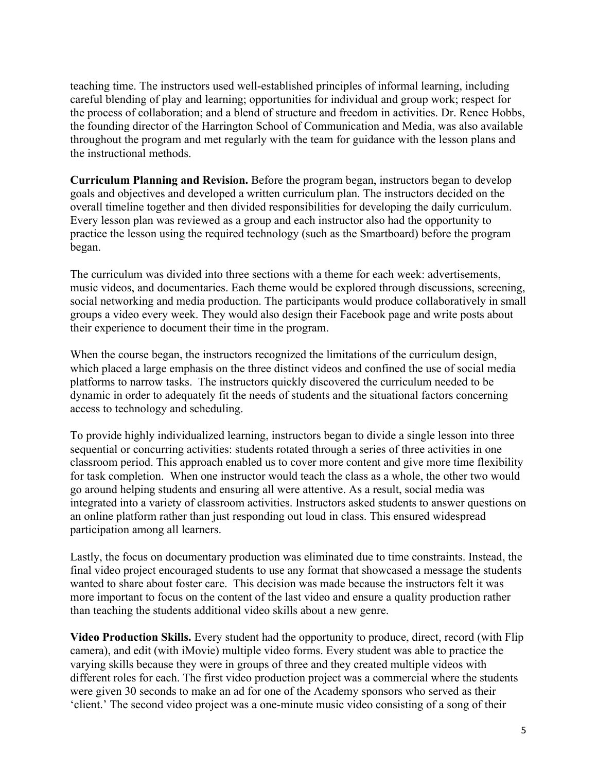teaching time. The instructors used well-established principles of informal learning, including careful blending of play and learning; opportunities for individual and group work; respect for the process of collaboration; and a blend of structure and freedom in activities. Dr. Renee Hobbs, the founding director of the Harrington School of Communication and Media, was also available throughout the program and met regularly with the team for guidance with the lesson plans and the instructional methods.

**Curriculum Planning and Revision.** Before the program began, instructors began to develop goals and objectives and developed a written curriculum plan. The instructors decided on the overall timeline together and then divided responsibilities for developing the daily curriculum. Every lesson plan was reviewed as a group and each instructor also had the opportunity to practice the lesson using the required technology (such as the Smartboard) before the program began.

The curriculum was divided into three sections with a theme for each week: advertisements, music videos, and documentaries. Each theme would be explored through discussions, screening, social networking and media production. The participants would produce collaboratively in small groups a video every week. They would also design their Facebook page and write posts about their experience to document their time in the program.

When the course began, the instructors recognized the limitations of the curriculum design, which placed a large emphasis on the three distinct videos and confined the use of social media platforms to narrow tasks. The instructors quickly discovered the curriculum needed to be dynamic in order to adequately fit the needs of students and the situational factors concerning access to technology and scheduling.

To provide highly individualized learning, instructors began to divide a single lesson into three sequential or concurring activities: students rotated through a series of three activities in one classroom period. This approach enabled us to cover more content and give more time flexibility for task completion. When one instructor would teach the class as a whole, the other two would go around helping students and ensuring all were attentive. As a result, social media was integrated into a variety of classroom activities. Instructors asked students to answer questions on an online platform rather than just responding out loud in class. This ensured widespread participation among all learners.

Lastly, the focus on documentary production was eliminated due to time constraints. Instead, the final video project encouraged students to use any format that showcased a message the students wanted to share about foster care. This decision was made because the instructors felt it was more important to focus on the content of the last video and ensure a quality production rather than teaching the students additional video skills about a new genre.

**Video Production Skills.** Every student had the opportunity to produce, direct, record (with Flip camera), and edit (with iMovie) multiple video forms. Every student was able to practice the varying skills because they were in groups of three and they created multiple videos with different roles for each. The first video production project was a commercial where the students were given 30 seconds to make an ad for one of the Academy sponsors who served as their 'client.' The second video project was a one-minute music video consisting of a song of their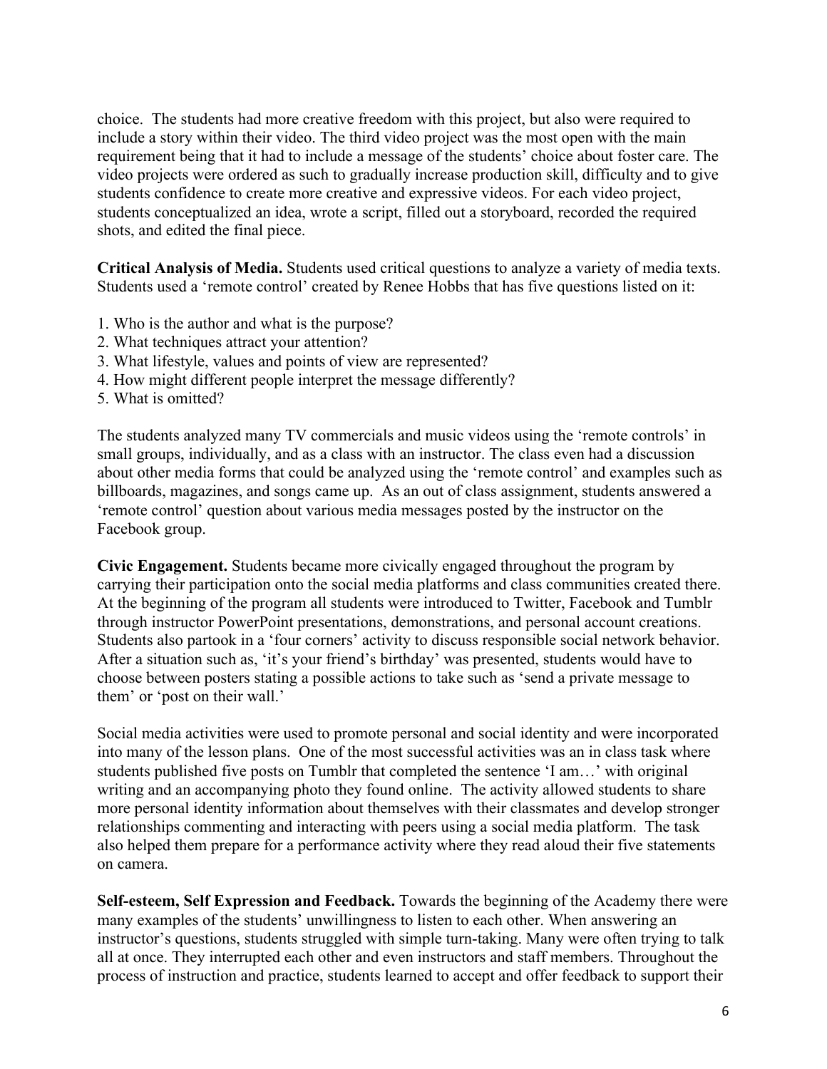choice. The students had more creative freedom with this project, but also were required to include a story within their video. The third video project was the most open with the main requirement being that it had to include a message of the students' choice about foster care. The video projects were ordered as such to gradually increase production skill, difficulty and to give students confidence to create more creative and expressive videos. For each video project, students conceptualized an idea, wrote a script, filled out a storyboard, recorded the required shots, and edited the final piece.

**Critical Analysis of Media.** Students used critical questions to analyze a variety of media texts. Students used a 'remote control' created by Renee Hobbs that has five questions listed on it:

1. Who is the author and what is the purpose?
2. What techniques attract your attention?
3. What lifestyle, values and points of view are represented?
4. How might different people interpret the message differently?
5. What is omitted?

The students analyzed many TV commercials and music videos using the 'remote controls' in small groups, individually, and as a class with an instructor. The class even had a discussion about other media forms that could be analyzed using the 'remote control' and examples such as billboards, magazines, and songs came up. As an out of class assignment, students answered a 'remote control' question about various media messages posted by the instructor on the Facebook group.

**Civic Engagement.** Students became more civically engaged throughout the program by carrying their participation onto the social media platforms and class communities created there. At the beginning of the program all students were introduced to Twitter, Facebook and Tumblr through instructor PowerPoint presentations, demonstrations, and personal account creations. Students also partook in a 'four corners' activity to discuss responsible social network behavior. After a situation such as, 'it's your friend's birthday' was presented, students would have to choose between posters stating a possible actions to take such as 'send a private message to them' or 'post on their wall.'

Social media activities were used to promote personal and social identity and were incorporated into many of the lesson plans. One of the most successful activities was an in class task where students published five posts on Tumblr that completed the sentence 'I am…' with original writing and an accompanying photo they found online. The activity allowed students to share more personal identity information about themselves with their classmates and develop stronger relationships commenting and interacting with peers using a social media platform. The task also helped them prepare for a performance activity where they read aloud their five statements on camera.

**Self-esteem, Self Expression and Feedback.** Towards the beginning of the Academy there were many examples of the students' unwillingness to listen to each other. When answering an instructor's questions, students struggled with simple turn-taking. Many were often trying to talk all at once. They interrupted each other and even instructors and staff members. Throughout the process of instruction and practice, students learned to accept and offer feedback to support their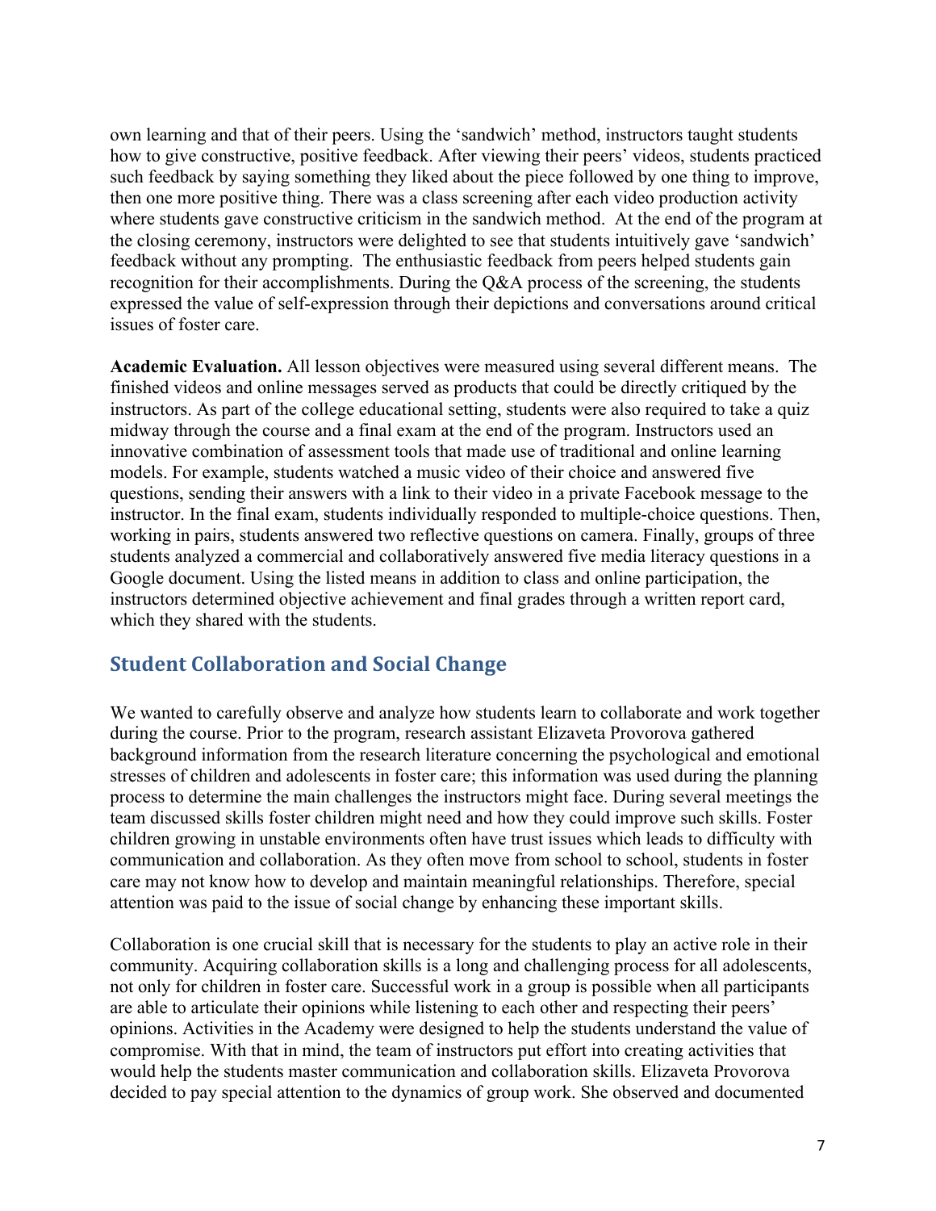own learning and that of their peers. Using the 'sandwich' method, instructors taught students how to give constructive, positive feedback. After viewing their peers' videos, students practiced such feedback by saying something they liked about the piece followed by one thing to improve, then one more positive thing. There was a class screening after each video production activity where students gave constructive criticism in the sandwich method. At the end of the program at the closing ceremony, instructors were delighted to see that students intuitively gave 'sandwich' feedback without any prompting. The enthusiastic feedback from peers helped students gain recognition for their accomplishments. During the Q&A process of the screening, the students expressed the value of self-expression through their depictions and conversations around critical issues of foster care.

**Academic Evaluation.** All lesson objectives were measured using several different means. The finished videos and online messages served as products that could be directly critiqued by the instructors. As part of the college educational setting, students were also required to take a quiz midway through the course and a final exam at the end of the program. Instructors used an innovative combination of assessment tools that made use of traditional and online learning models. For example, students watched a music video of their choice and answered five questions, sending their answers with a link to their video in a private Facebook message to the instructor. In the final exam, students individually responded to multiple-choice questions. Then, working in pairs, students answered two reflective questions on camera. Finally, groups of three students analyzed a commercial and collaboratively answered five media literacy questions in a Google document. Using the listed means in addition to class and online participation, the instructors determined objective achievement and final grades through a written report card, which they shared with the students.

## Student Collaboration and Social Change

We wanted to carefully observe and analyze how students learn to collaborate and work together during the course. Prior to the program, research assistant Elizaveta Provorova gathered background information from the research literature concerning the psychological and emotional stresses of children and adolescents in foster care; this information was used during the planning process to determine the main challenges the instructors might face. During several meetings the team discussed skills foster children might need and how they could improve such skills. Foster children growing in unstable environments often have trust issues which leads to difficulty with communication and collaboration. As they often move from school to school, students in foster care may not know how to develop and maintain meaningful relationships. Therefore, special attention was paid to the issue of social change by enhancing these important skills.

Collaboration is one crucial skill that is necessary for the students to play an active role in their community. Acquiring collaboration skills is a long and challenging process for all adolescents, not only for children in foster care. Successful work in a group is possible when all participants are able to articulate their opinions while listening to each other and respecting their peers' opinions. Activities in the Academy were designed to help the students understand the value of compromise. With that in mind, the team of instructors put effort into creating activities that would help the students master communication and collaboration skills. Elizaveta Provorova decided to pay special attention to the dynamics of group work. She observed and documented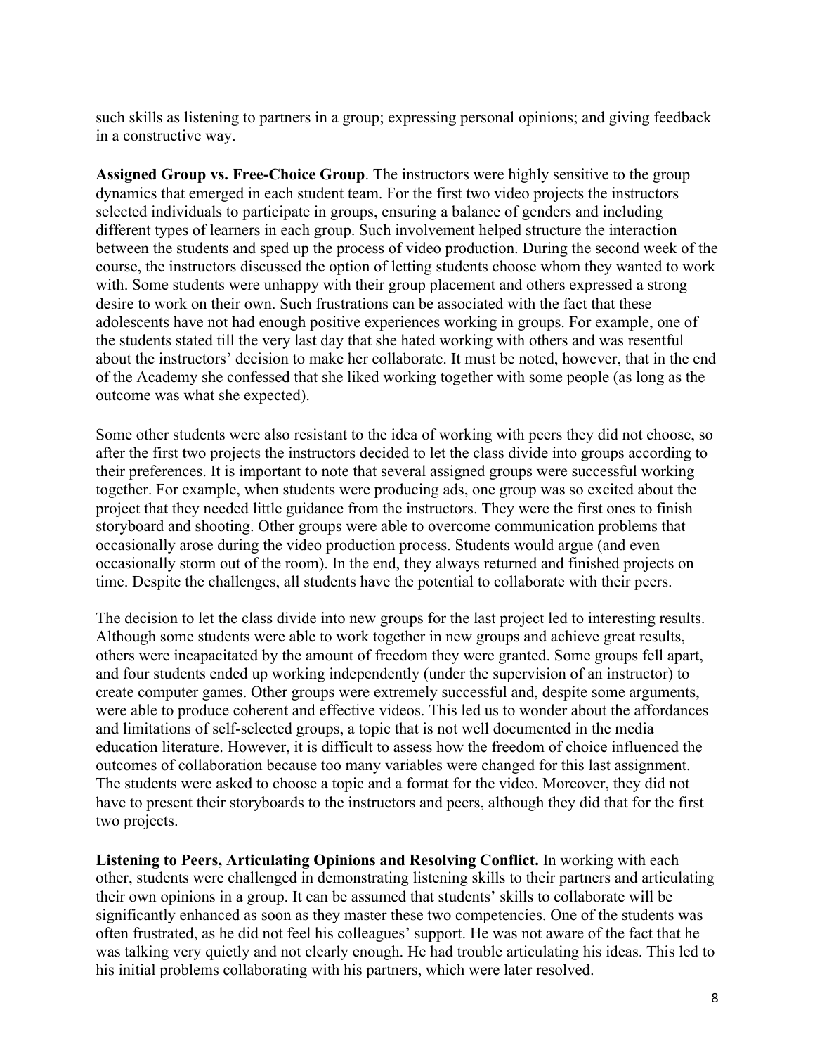such skills as listening to partners in a group; expressing personal opinions; and giving feedback in a constructive way.

**Assigned Group vs. Free-Choice Group**. The instructors were highly sensitive to the group dynamics that emerged in each student team. For the first two video projects the instructors selected individuals to participate in groups, ensuring a balance of genders and including different types of learners in each group. Such involvement helped structure the interaction between the students and sped up the process of video production. During the second week of the course, the instructors discussed the option of letting students choose whom they wanted to work with. Some students were unhappy with their group placement and others expressed a strong desire to work on their own. Such frustrations can be associated with the fact that these adolescents have not had enough positive experiences working in groups. For example, one of the students stated till the very last day that she hated working with others and was resentful about the instructors' decision to make her collaborate. It must be noted, however, that in the end of the Academy she confessed that she liked working together with some people (as long as the outcome was what she expected).

Some other students were also resistant to the idea of working with peers they did not choose, so after the first two projects the instructors decided to let the class divide into groups according to their preferences. It is important to note that several assigned groups were successful working together. For example, when students were producing ads, one group was so excited about the project that they needed little guidance from the instructors. They were the first ones to finish storyboard and shooting. Other groups were able to overcome communication problems that occasionally arose during the video production process. Students would argue (and even occasionally storm out of the room). In the end, they always returned and finished projects on time. Despite the challenges, all students have the potential to collaborate with their peers.

The decision to let the class divide into new groups for the last project led to interesting results. Although some students were able to work together in new groups and achieve great results, others were incapacitated by the amount of freedom they were granted. Some groups fell apart, and four students ended up working independently (under the supervision of an instructor) to create computer games. Other groups were extremely successful and, despite some arguments, were able to produce coherent and effective videos. This led us to wonder about the affordances and limitations of self-selected groups, a topic that is not well documented in the media education literature. However, it is difficult to assess how the freedom of choice influenced the outcomes of collaboration because too many variables were changed for this last assignment. The students were asked to choose a topic and a format for the video. Moreover, they did not have to present their storyboards to the instructors and peers, although they did that for the first two projects.

**Listening to Peers, Articulating Opinions and Resolving Conflict.** In working with each other, students were challenged in demonstrating listening skills to their partners and articulating their own opinions in a group. It can be assumed that students' skills to collaborate will be significantly enhanced as soon as they master these two competencies. One of the students was often frustrated, as he did not feel his colleagues' support. He was not aware of the fact that he was talking very quietly and not clearly enough. He had trouble articulating his ideas. This led to his initial problems collaborating with his partners, which were later resolved.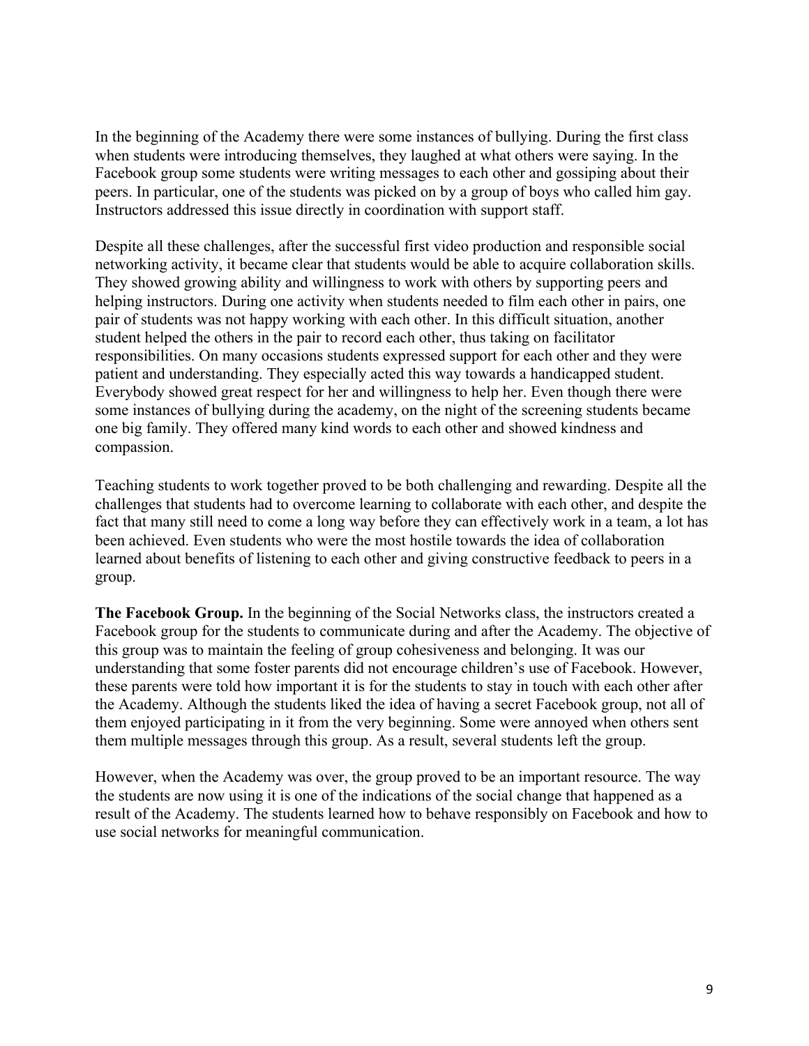In the beginning of the Academy there were some instances of bullying. During the first class when students were introducing themselves, they laughed at what others were saying. In the Facebook group some students were writing messages to each other and gossiping about their peers. In particular, one of the students was picked on by a group of boys who called him gay. Instructors addressed this issue directly in coordination with support staff.

Despite all these challenges, after the successful first video production and responsible social networking activity, it became clear that students would be able to acquire collaboration skills. They showed growing ability and willingness to work with others by supporting peers and helping instructors. During one activity when students needed to film each other in pairs, one pair of students was not happy working with each other. In this difficult situation, another student helped the others in the pair to record each other, thus taking on facilitator responsibilities. On many occasions students expressed support for each other and they were patient and understanding. They especially acted this way towards a handicapped student. Everybody showed great respect for her and willingness to help her. Even though there were some instances of bullying during the academy, on the night of the screening students became one big family. They offered many kind words to each other and showed kindness and compassion.

Teaching students to work together proved to be both challenging and rewarding. Despite all the challenges that students had to overcome learning to collaborate with each other, and despite the fact that many still need to come a long way before they can effectively work in a team, a lot has been achieved. Even students who were the most hostile towards the idea of collaboration learned about benefits of listening to each other and giving constructive feedback to peers in a group.

**The Facebook Group.** In the beginning of the Social Networks class, the instructors created a Facebook group for the students to communicate during and after the Academy. The objective of this group was to maintain the feeling of group cohesiveness and belonging. It was our understanding that some foster parents did not encourage children's use of Facebook. However, these parents were told how important it is for the students to stay in touch with each other after the Academy. Although the students liked the idea of having a secret Facebook group, not all of them enjoyed participating in it from the very beginning. Some were annoyed when others sent them multiple messages through this group. As a result, several students left the group.

However, when the Academy was over, the group proved to be an important resource. The way the students are now using it is one of the indications of the social change that happened as a result of the Academy. The students learned how to behave responsibly on Facebook and how to use social networks for meaningful communication.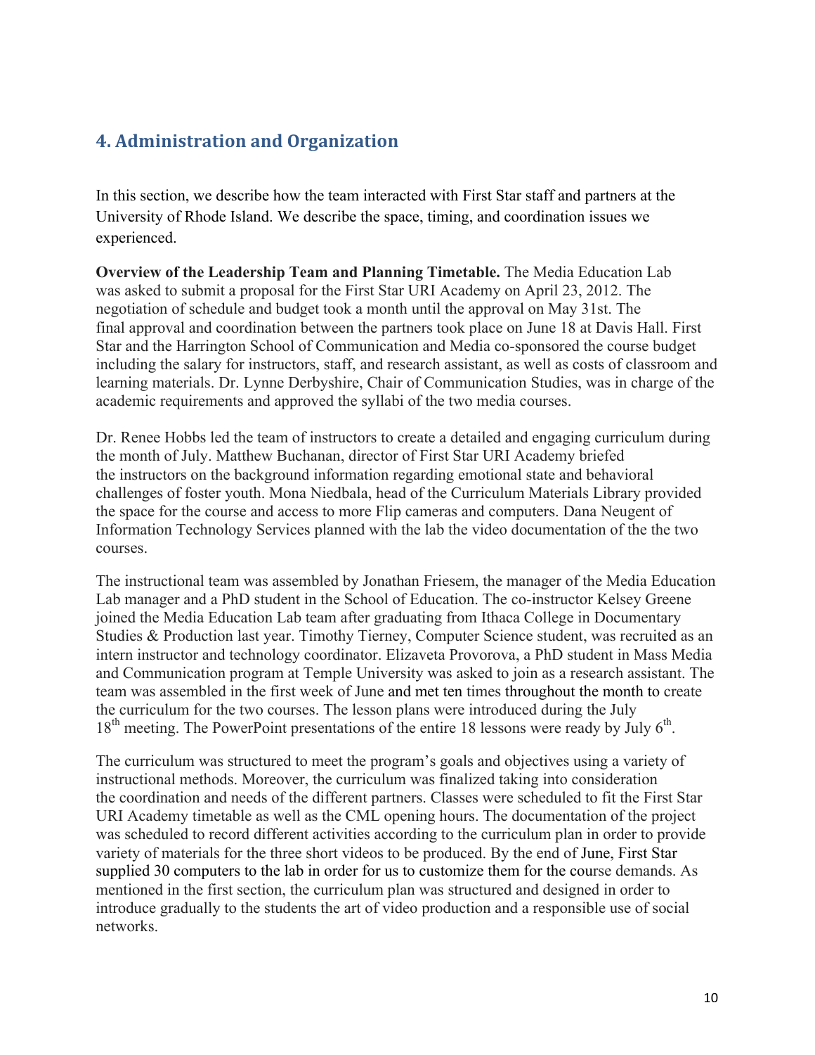## 4. Administration and Organization

In this section, we describe how the team interacted with First Star staff and partners at the University of Rhode Island. We describe the space, timing, and coordination issues we experienced.

**Overview of the Leadership Team and Planning Timetable.** The Media Education Lab was asked to submit a proposal for the First Star URI Academy on April 23, 2012. The negotiation of schedule and budget took a month until the approval on May 31st. The final approval and coordination between the partners took place on June 18 at Davis Hall. First Star and the Harrington School of Communication and Media co-sponsored the course budget including the salary for instructors, staff, and research assistant, as well as costs of classroom and learning materials. Dr. Lynne Derbyshire, Chair of Communication Studies, was in charge of the academic requirements and approved the syllabi of the two media courses.

Dr. Renee Hobbs led the team of instructors to create a detailed and engaging curriculum during the month of July. Matthew Buchanan, director of First Star URI Academy briefed the instructors on the background information regarding emotional state and behavioral challenges of foster youth. Mona Niedbala, head of the Curriculum Materials Library provided the space for the course and access to more Flip cameras and computers. Dana Neugent of Information Technology Services planned with the lab the video documentation of the the two courses.

The instructional team was assembled by Jonathan Friesem, the manager of the Media Education Lab manager and a PhD student in the School of Education. The co-instructor Kelsey Greene joined the Media Education Lab team after graduating from Ithaca College in Documentary Studies & Production last year. Timothy Tierney, Computer Science student, was recruited as an intern instructor and technology coordinator. Elizaveta Provorova, a PhD student in Mass Media and Communication program at Temple University was asked to join as a research assistant. The team was assembled in the first week of June and met ten times throughout the month to create the curriculum for the two courses. The lesson plans were introduced during the July 18th meeting. The PowerPoint presentations of the entire 18 lessons were ready by July 6th.

The curriculum was structured to meet the program's goals and objectives using a variety of instructional methods. Moreover, the curriculum was finalized taking into consideration the coordination and needs of the different partners. Classes were scheduled to fit the First Star URI Academy timetable as well as the CML opening hours. The documentation of the project was scheduled to record different activities according to the curriculum plan in order to provide variety of materials for the three short videos to be produced. By the end of June, First Star supplied 30 computers to the lab in order for us to customize them for the course demands. As mentioned in the first section, the curriculum plan was structured and designed in order to introduce gradually to the students the art of video production and a responsible use of social networks.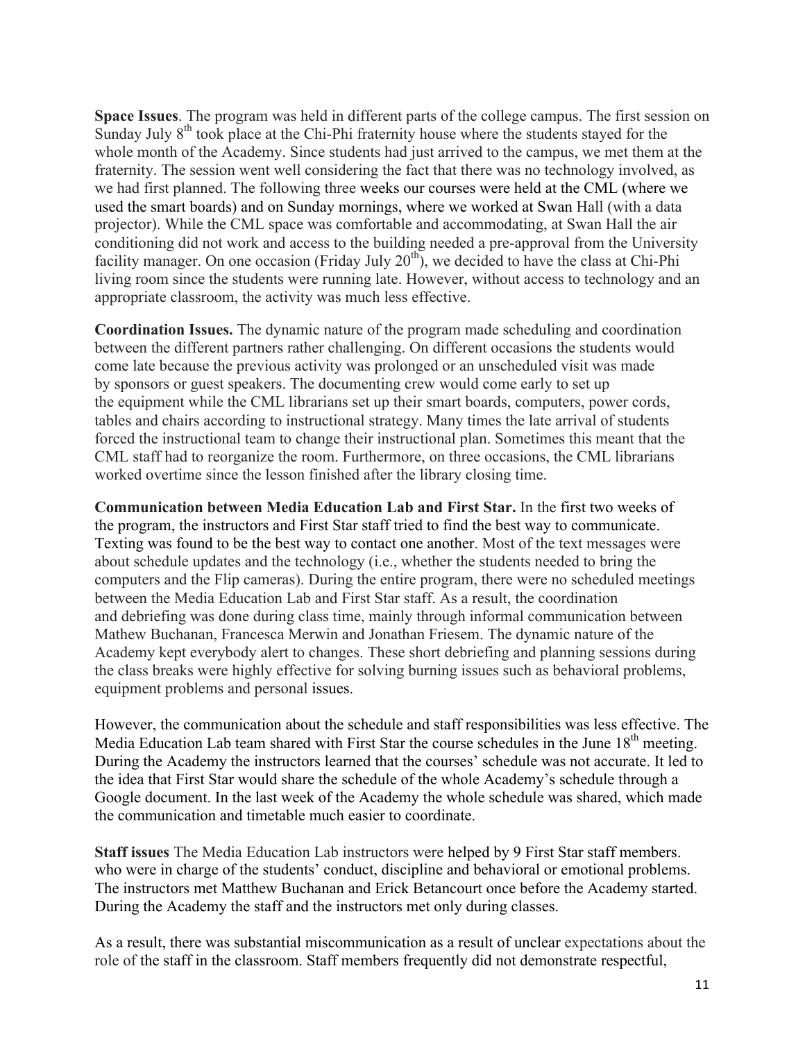**Space Issues**. The program was held in different parts of the college campus. The first session on Sunday July 8th took place at the Chi-Phi fraternity house where the students stayed for the whole month of the Academy. Since students had just arrived to the campus, we met them at the fraternity. The session went well considering the fact that there was no technology involved, as we had first planned. The following three weeks our courses were held at the CML (where we used the smart boards) and on Sunday mornings, where we worked at Swan Hall (with a data projector). While the CML space was comfortable and accommodating, at Swan Hall the air conditioning did not work and access to the building needed a pre-approval from the University facility manager. On one occasion (Friday July 20th), we decided to have the class at Chi-Phi living room since the students were running late. However, without access to technology and an appropriate classroom, the activity was much less effective.

**Coordination Issues.** The dynamic nature of the program made scheduling and coordination between the different partners rather challenging. On different occasions the students would come late because the previous activity was prolonged or an unscheduled visit was made by sponsors or guest speakers. The documenting crew would come early to set up the equipment while the CML librarians set up their smart boards, computers, power cords, tables and chairs according to instructional strategy. Many times the late arrival of students forced the instructional team to change their instructional plan. Sometimes this meant that the CML staff had to reorganize the room. Furthermore, on three occasions, the CML librarians worked overtime since the lesson finished after the library closing time.

**Communication between Media Education Lab and First Star.** In the first two weeks of the program, the instructors and First Star staff tried to find the best way to communicate. Texting was found to be the best way to contact one another. Most of the text messages were about schedule updates and the technology (i.e., whether the students needed to bring the computers and the Flip cameras). During the entire program, there were no scheduled meetings between the Media Education Lab and First Star staff. As a result, the coordination and debriefing was done during class time, mainly through informal communication between Mathew Buchanan, Francesca Merwin and Jonathan Friesem. The dynamic nature of the Academy kept everybody alert to changes. These short debriefing and planning sessions during the class breaks were highly effective for solving burning issues such as behavioral problems, equipment problems and personal issues.

However, the communication about the schedule and staff responsibilities was less effective. The Media Education Lab team shared with First Star the course schedules in the June 18th meeting. During the Academy the instructors learned that the courses' schedule was not accurate. It led to the idea that First Star would share the schedule of the whole Academy's schedule through a Google document. In the last week of the Academy the whole schedule was shared, which made the communication and timetable much easier to coordinate.

**Staff issues** The Media Education Lab instructors were helped by 9 First Star staff members. who were in charge of the students' conduct, discipline and behavioral or emotional problems. The instructors met Matthew Buchanan and Erick Betancourt once before the Academy started. During the Academy the staff and the instructors met only during classes.

As a result, there was substantial miscommunication as a result of unclear expectations about the role of the staff in the classroom. Staff members frequently did not demonstrate respectful,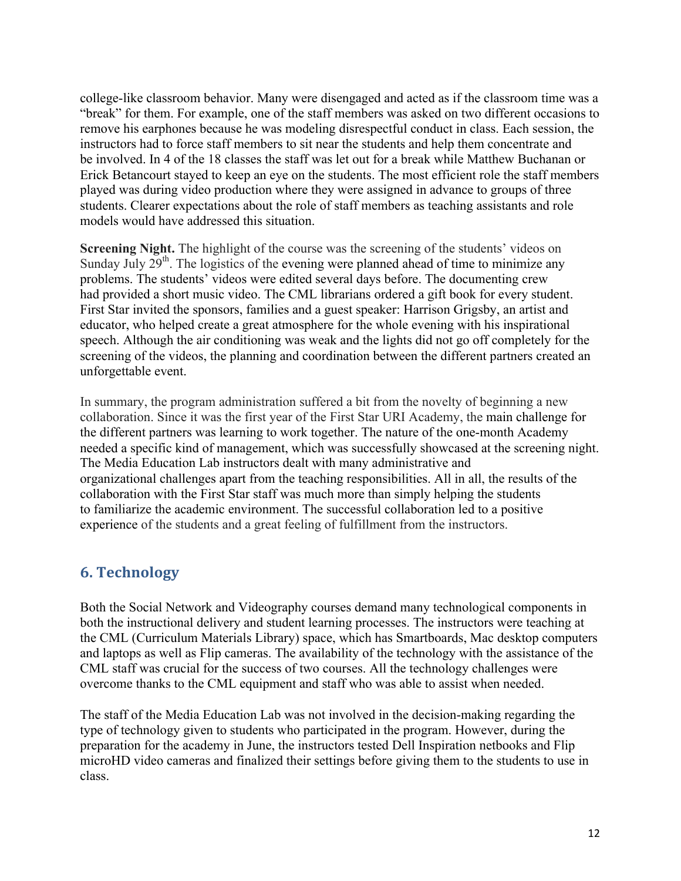college-like classroom behavior. Many were disengaged and acted as if the classroom time was a "break" for them. For example, one of the staff members was asked on two different occasions to remove his earphones because he was modeling disrespectful conduct in class. Each session, the instructors had to force staff members to sit near the students and help them concentrate and be involved. In 4 of the 18 classes the staff was let out for a break while Matthew Buchanan or Erick Betancourt stayed to keep an eye on the students. The most efficient role the staff members played was during video production where they were assigned in advance to groups of three students. Clearer expectations about the role of staff members as teaching assistants and role models would have addressed this situation.

**Screening Night.** The highlight of the course was the screening of the students' videos on Sunday July 29th. The logistics of the evening were planned ahead of time to minimize any problems. The students' videos were edited several days before. The documenting crew had provided a short music video. The CML librarians ordered a gift book for every student. First Star invited the sponsors, families and a guest speaker: Harrison Grigsby, an artist and educator, who helped create a great atmosphere for the whole evening with his inspirational speech. Although the air conditioning was weak and the lights did not go off completely for the screening of the videos, the planning and coordination between the different partners created an unforgettable event.

In summary, the program administration suffered a bit from the novelty of beginning a new collaboration. Since it was the first year of the First Star URI Academy, the main challenge for the different partners was learning to work together. The nature of the one-month Academy needed a specific kind of management, which was successfully showcased at the screening night. The Media Education Lab instructors dealt with many administrative and organizational challenges apart from the teaching responsibilities. All in all, the results of the collaboration with the First Star staff was much more than simply helping the students to familiarize the academic environment. The successful collaboration led to a positive experience of the students and a great feeling of fulfillment from the instructors.

## 6. Technology

Both the Social Network and Videography courses demand many technological components in both the instructional delivery and student learning processes. The instructors were teaching at the CML (Curriculum Materials Library) space, which has Smartboards, Mac desktop computers and laptops as well as Flip cameras. The availability of the technology with the assistance of the CML staff was crucial for the success of two courses. All the technology challenges were overcome thanks to the CML equipment and staff who was able to assist when needed.

The staff of the Media Education Lab was not involved in the decision-making regarding the type of technology given to students who participated in the program. However, during the preparation for the academy in June, the instructors tested Dell Inspiration netbooks and Flip microHD video cameras and finalized their settings before giving them to the students to use in class.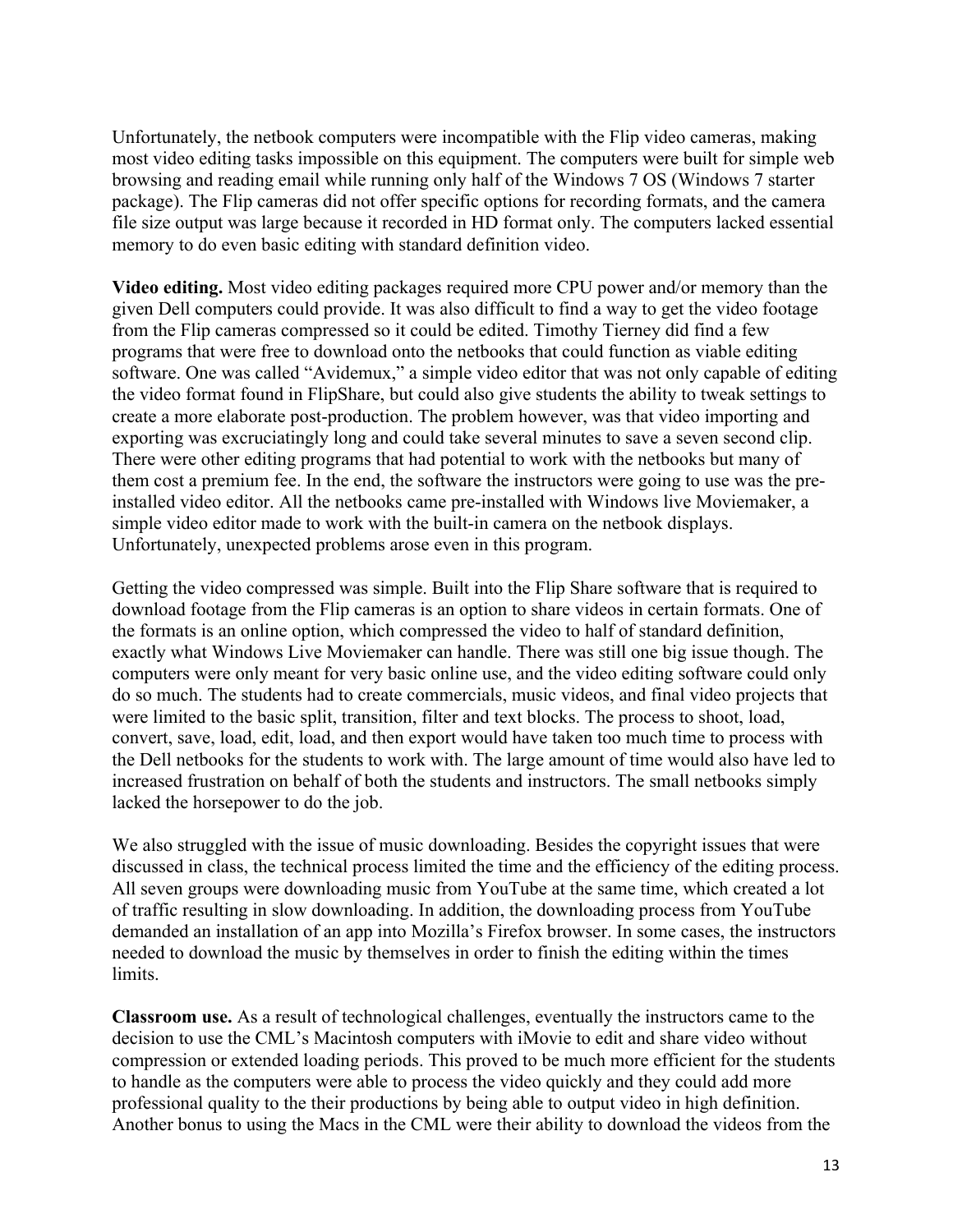Unfortunately, the netbook computers were incompatible with the Flip video cameras, making most video editing tasks impossible on this equipment. The computers were built for simple web browsing and reading email while running only half of the Windows 7 OS (Windows 7 starter package). The Flip cameras did not offer specific options for recording formats, and the camera file size output was large because it recorded in HD format only. The computers lacked essential memory to do even basic editing with standard definition video.

**Video editing.** Most video editing packages required more CPU power and/or memory than the given Dell computers could provide. It was also difficult to find a way to get the video footage from the Flip cameras compressed so it could be edited. Timothy Tierney did find a few programs that were free to download onto the netbooks that could function as viable editing software. One was called "Avidemux," a simple video editor that was not only capable of editing the video format found in FlipShare, but could also give students the ability to tweak settings to create a more elaborate post-production. The problem however, was that video importing and exporting was excruciatingly long and could take several minutes to save a seven second clip. There were other editing programs that had potential to work with the netbooks but many of them cost a premium fee. In the end, the software the instructors were going to use was the pre-installed video editor. All the netbooks came pre-installed with Windows live Moviemaker, a simple video editor made to work with the built-in camera on the netbook displays. Unfortunately, unexpected problems arose even in this program.

Getting the video compressed was simple. Built into the Flip Share software that is required to download footage from the Flip cameras is an option to share videos in certain formats. One of the formats is an online option, which compressed the video to half of standard definition, exactly what Windows Live Moviemaker can handle. There was still one big issue though. The computers were only meant for very basic online use, and the video editing software could only do so much. The students had to create commercials, music videos, and final video projects that were limited to the basic split, transition, filter and text blocks. The process to shoot, load, convert, save, load, edit, load, and then export would have taken too much time to process with the Dell netbooks for the students to work with. The large amount of time would also have led to increased frustration on behalf of both the students and instructors. The small netbooks simply lacked the horsepower to do the job.

We also struggled with the issue of music downloading. Besides the copyright issues that were discussed in class, the technical process limited the time and the efficiency of the editing process. All seven groups were downloading music from YouTube at the same time, which created a lot of traffic resulting in slow downloading. In addition, the downloading process from YouTube demanded an installation of an app into Mozilla's Firefox browser. In some cases, the instructors needed to download the music by themselves in order to finish the editing within the times limits.

**Classroom use.** As a result of technological challenges, eventually the instructors came to the decision to use the CML's Macintosh computers with iMovie to edit and share video without compression or extended loading periods. This proved to be much more efficient for the students to handle as the computers were able to process the video quickly and they could add more professional quality to the their productions by being able to output video in high definition. Another bonus to using the Macs in the CML were their ability to download the videos from the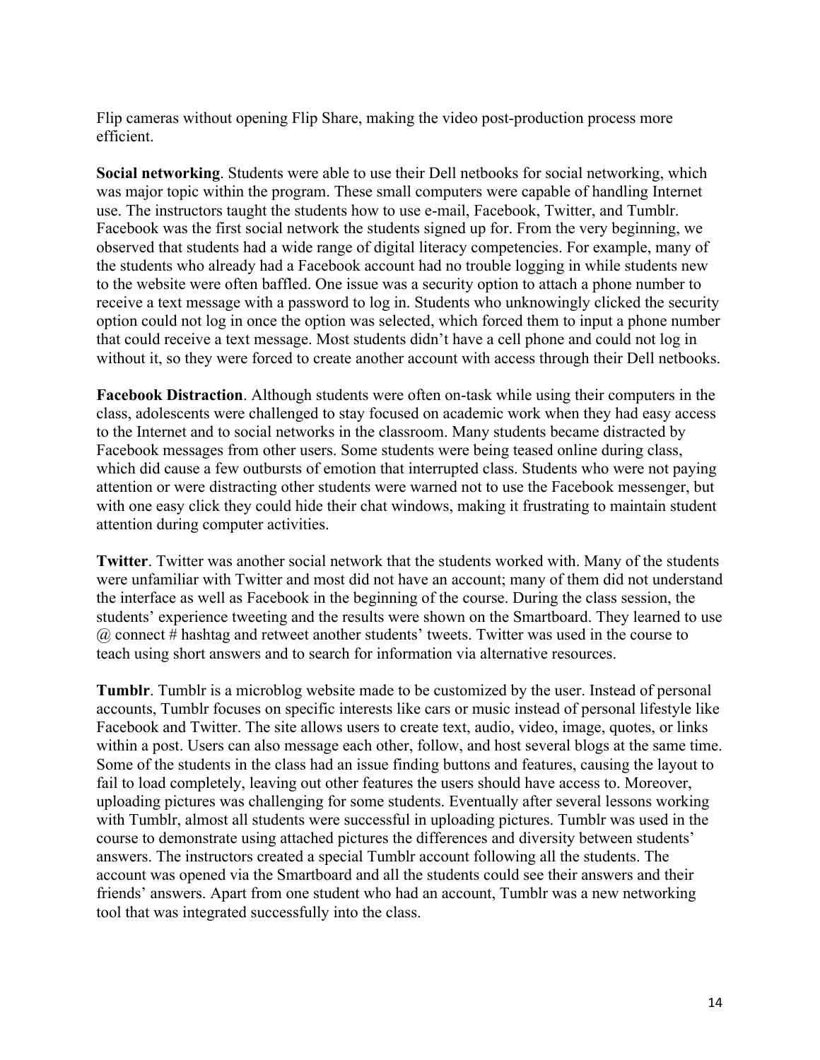Flip cameras without opening Flip Share, making the video post-production process more efficient.

**Social networking**. Students were able to use their Dell netbooks for social networking, which was major topic within the program. These small computers were capable of handling Internet use. The instructors taught the students how to use e-mail, Facebook, Twitter, and Tumblr. Facebook was the first social network the students signed up for. From the very beginning, we observed that students had a wide range of digital literacy competencies. For example, many of the students who already had a Facebook account had no trouble logging in while students new to the website were often baffled. One issue was a security option to attach a phone number to receive a text message with a password to log in. Students who unknowingly clicked the security option could not log in once the option was selected, which forced them to input a phone number that could receive a text message. Most students didn't have a cell phone and could not log in without it, so they were forced to create another account with access through their Dell netbooks.

**Facebook Distraction**. Although students were often on-task while using their computers in the class, adolescents were challenged to stay focused on academic work when they had easy access to the Internet and to social networks in the classroom. Many students became distracted by Facebook messages from other users. Some students were being teased online during class, which did cause a few outbursts of emotion that interrupted class. Students who were not paying attention or were distracting other students were warned not to use the Facebook messenger, but with one easy click they could hide their chat windows, making it frustrating to maintain student attention during computer activities.

**Twitter**. Twitter was another social network that the students worked with. Many of the students were unfamiliar with Twitter and most did not have an account; many of them did not understand the interface as well as Facebook in the beginning of the course. During the class session, the students' experience tweeting and the results were shown on the Smartboard. They learned to use @ connect # hashtag and retweet another students' tweets. Twitter was used in the course to teach using short answers and to search for information via alternative resources.

**Tumblr**. Tumblr is a microblog website made to be customized by the user. Instead of personal accounts, Tumblr focuses on specific interests like cars or music instead of personal lifestyle like Facebook and Twitter. The site allows users to create text, audio, video, image, quotes, or links within a post. Users can also message each other, follow, and host several blogs at the same time. Some of the students in the class had an issue finding buttons and features, causing the layout to fail to load completely, leaving out other features the users should have access to. Moreover, uploading pictures was challenging for some students. Eventually after several lessons working with Tumblr, almost all students were successful in uploading pictures. Tumblr was used in the course to demonstrate using attached pictures the differences and diversity between students' answers. The instructors created a special Tumblr account following all the students. The account was opened via the Smartboard and all the students could see their answers and their friends' answers. Apart from one student who had an account, Tumblr was a new networking tool that was integrated successfully into the class.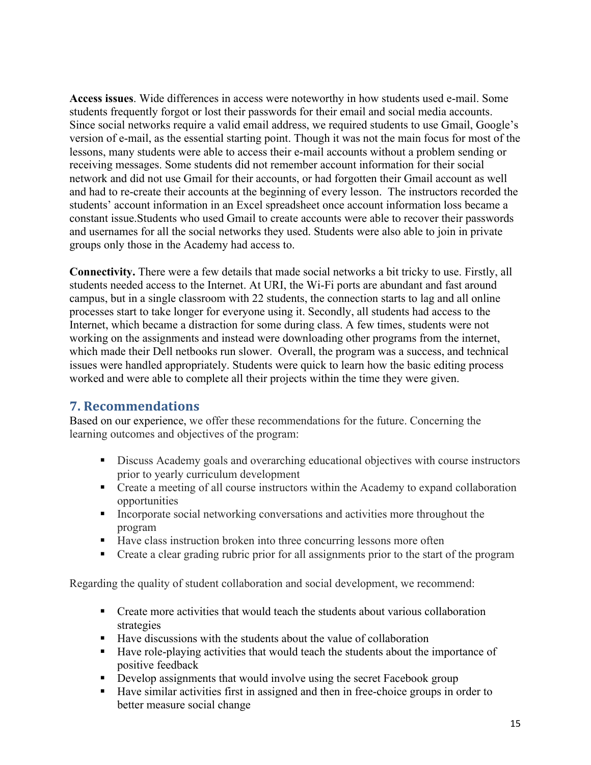**Access issues**. Wide differences in access were noteworthy in how students used e-mail. Some students frequently forgot or lost their passwords for their email and social media accounts. Since social networks require a valid email address, we required students to use Gmail, Google's version of e-mail, as the essential starting point. Though it was not the main focus for most of the lessons, many students were able to access their e-mail accounts without a problem sending or receiving messages. Some students did not remember account information for their social network and did not use Gmail for their accounts, or had forgotten their Gmail account as well and had to re-create their accounts at the beginning of every lesson. The instructors recorded the students' account information in an Excel spreadsheet once account information loss became a constant issue.Students who used Gmail to create accounts were able to recover their passwords and usernames for all the social networks they used. Students were also able to join in private groups only those in the Academy had access to.

**Connectivity.** There were a few details that made social networks a bit tricky to use. Firstly, all students needed access to the Internet. At URI, the Wi-Fi ports are abundant and fast around campus, but in a single classroom with 22 students, the connection starts to lag and all online processes start to take longer for everyone using it. Secondly, all students had access to the Internet, which became a distraction for some during class. A few times, students were not working on the assignments and instead were downloading other programs from the internet, which made their Dell netbooks run slower. Overall, the program was a success, and technical issues were handled appropriately. Students were quick to learn how the basic editing process worked and were able to complete all their projects within the time they were given.

## 7. Recommendations

Based on our experience, we offer these recommendations for the future. Concerning the learning outcomes and objectives of the program:

- Discuss Academy goals and overarching educational objectives with course instructors prior to yearly curriculum development
- Create a meeting of all course instructors within the Academy to expand collaboration opportunities
- Incorporate social networking conversations and activities more throughout the program
- Have class instruction broken into three concurring lessons more often
- Create a clear grading rubric prior for all assignments prior to the start of the program

Regarding the quality of student collaboration and social development, we recommend:

- Create more activities that would teach the students about various collaboration strategies
- Have discussions with the students about the value of collaboration
- Have role-playing activities that would teach the students about the importance of positive feedback
- Develop assignments that would involve using the secret Facebook group
- Have similar activities first in assigned and then in free-choice groups in order to better measure social change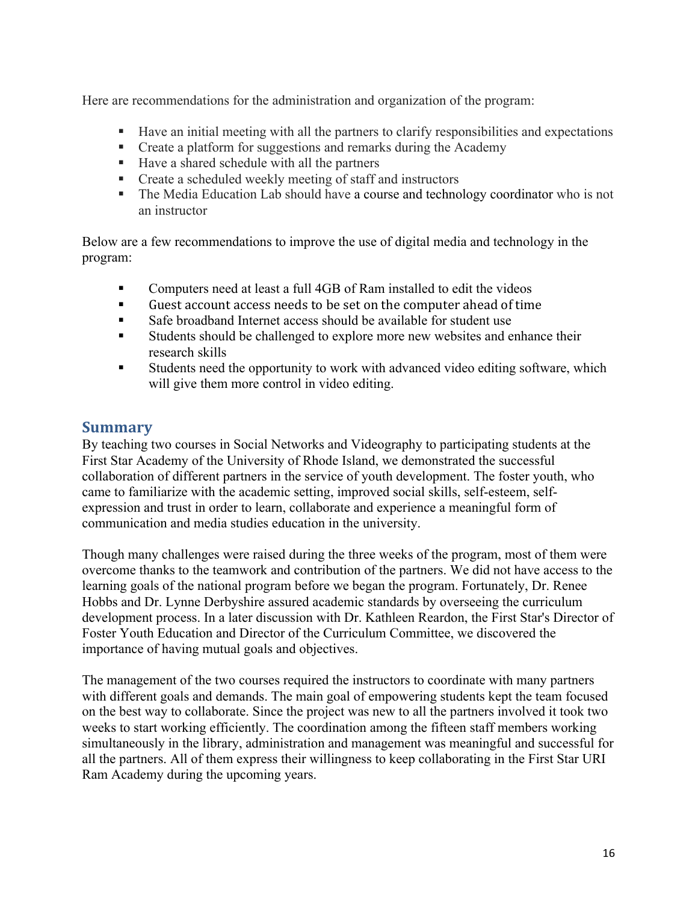Here are recommendations for the administration and organization of the program:

- Have an initial meeting with all the partners to clarify responsibilities and expectations
- Create a platform for suggestions and remarks during the Academy
- Have a shared schedule with all the partners
- Create a scheduled weekly meeting of staff and instructors
- The Media Education Lab should have a course and technology coordinator who is not an instructor

Below are a few recommendations to improve the use of digital media and technology in the program:

- Computers need at least a full 4GB of Ram installed to edit the videos
- Guest account access needs to be set on the computer ahead of time
- Safe broadband Internet access should be available for student use
- Students should be challenged to explore more new websites and enhance their research skills
- Students need the opportunity to work with advanced video editing software, which will give them more control in video editing.

## Summary

By teaching two courses in Social Networks and Videography to participating students at the First Star Academy of the University of Rhode Island, we demonstrated the successful collaboration of different partners in the service of youth development. The foster youth, who came to familiarize with the academic setting, improved social skills, self-esteem, self-expression and trust in order to learn, collaborate and experience a meaningful form of communication and media studies education in the university.

Though many challenges were raised during the three weeks of the program, most of them were overcome thanks to the teamwork and contribution of the partners. We did not have access to the learning goals of the national program before we began the program. Fortunately, Dr. Renee Hobbs and Dr. Lynne Derbyshire assured academic standards by overseeing the curriculum development process. In a later discussion with Dr. Kathleen Reardon, the First Star's Director of Foster Youth Education and Director of the Curriculum Committee, we discovered the importance of having mutual goals and objectives.

The management of the two courses required the instructors to coordinate with many partners with different goals and demands. The main goal of empowering students kept the team focused on the best way to collaborate. Since the project was new to all the partners involved it took two weeks to start working efficiently. The coordination among the fifteen staff members working simultaneously in the library, administration and management was meaningful and successful for all the partners. All of them express their willingness to keep collaborating in the First Star URI Ram Academy during the upcoming years.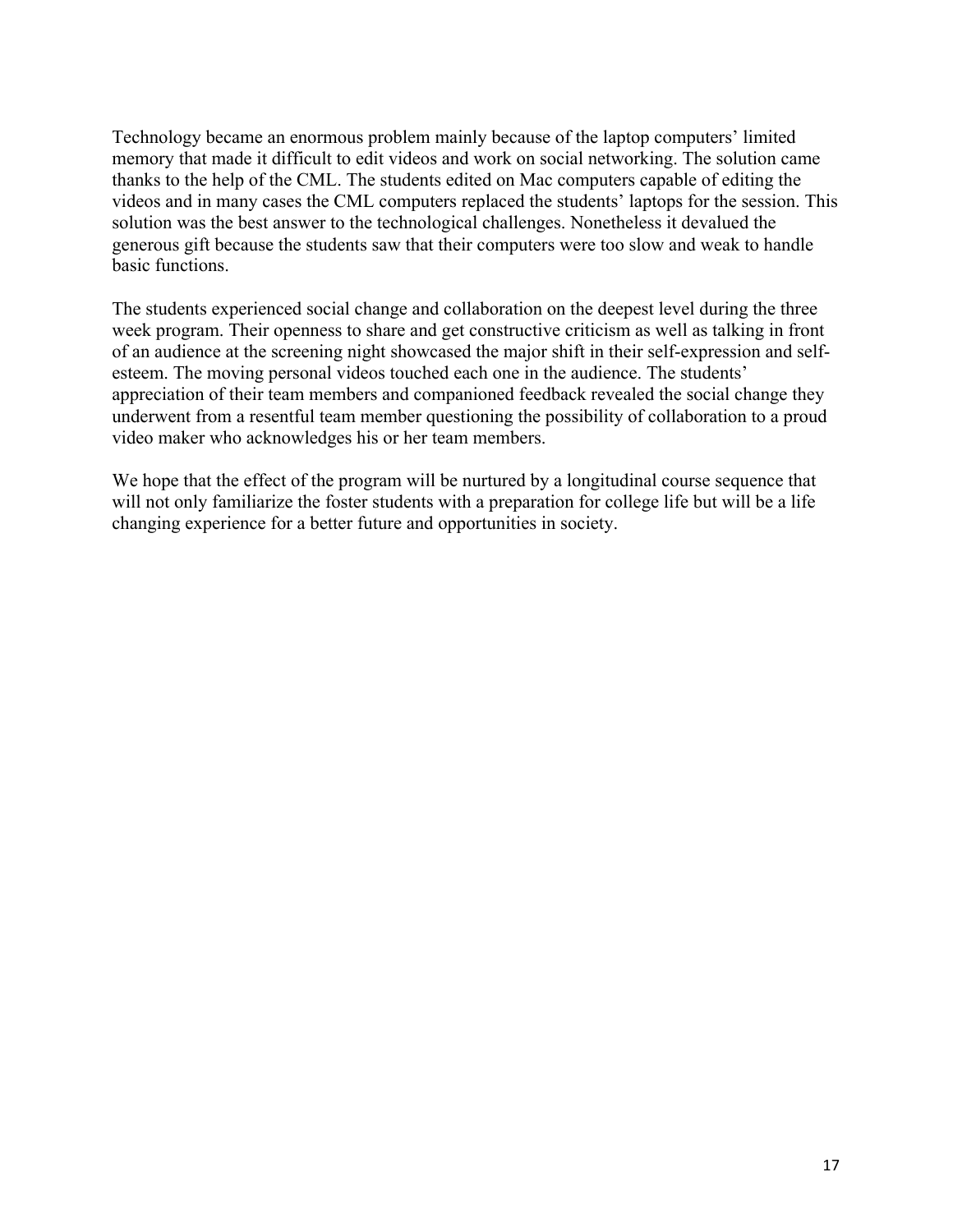Technology became an enormous problem mainly because of the laptop computers' limited memory that made it difficult to edit videos and work on social networking. The solution came thanks to the help of the CML. The students edited on Mac computers capable of editing the videos and in many cases the CML computers replaced the students' laptops for the session. This solution was the best answer to the technological challenges. Nonetheless it devalued the generous gift because the students saw that their computers were too slow and weak to handle basic functions.

The students experienced social change and collaboration on the deepest level during the three week program. Their openness to share and get constructive criticism as well as talking in front of an audience at the screening night showcased the major shift in their self-expression and self-esteem. The moving personal videos touched each one in the audience. The students' appreciation of their team members and companioned feedback revealed the social change they underwent from a resentful team member questioning the possibility of collaboration to a proud video maker who acknowledges his or her team members.

We hope that the effect of the program will be nurtured by a longitudinal course sequence that will not only familiarize the foster students with a preparation for college life but will be a life changing experience for a better future and opportunities in society.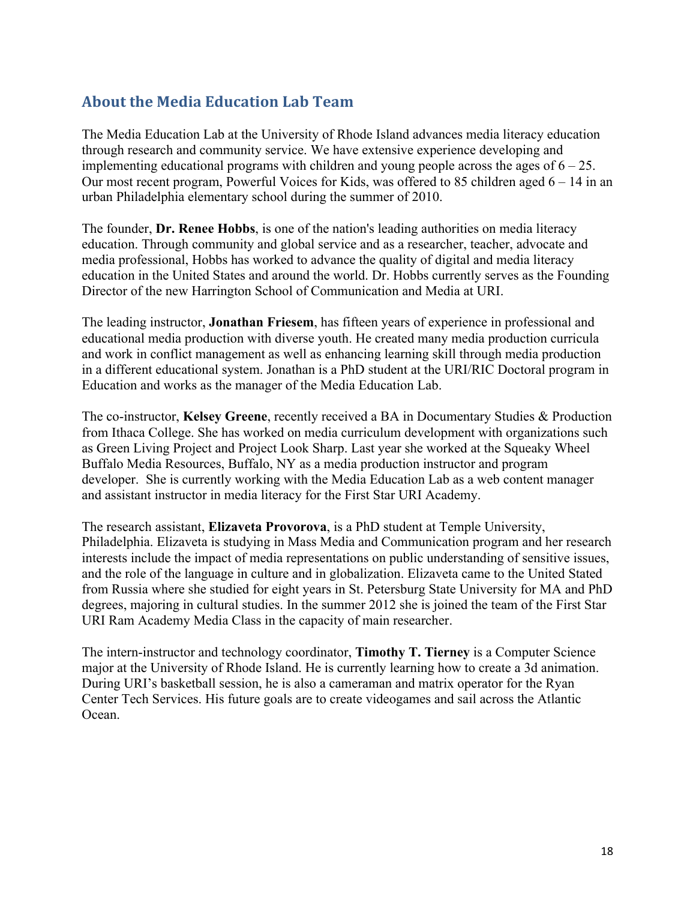## About the Media Education Lab Team

The Media Education Lab at the University of Rhode Island advances media literacy education through research and community service. We have extensive experience developing and implementing educational programs with children and young people across the ages of 6 – 25. Our most recent program, Powerful Voices for Kids, was offered to 85 children aged 6 – 14 in an urban Philadelphia elementary school during the summer of 2010.

The founder, **Dr. Renee Hobbs**, is one of the nation's leading authorities on media literacy education. Through community and global service and as a researcher, teacher, advocate and media professional, Hobbs has worked to advance the quality of digital and media literacy education in the United States and around the world. Dr. Hobbs currently serves as the Founding Director of the new Harrington School of Communication and Media at URI.

The leading instructor, **Jonathan Friesem**, has fifteen years of experience in professional and educational media production with diverse youth. He created many media production curricula and work in conflict management as well as enhancing learning skill through media production in a different educational system. Jonathan is a PhD student at the URI/RIC Doctoral program in Education and works as the manager of the Media Education Lab.

The co-instructor, **Kelsey Greene**, recently received a BA in Documentary Studies & Production from Ithaca College. She has worked on media curriculum development with organizations such as Green Living Project and Project Look Sharp. Last year she worked at the Squeaky Wheel Buffalo Media Resources, Buffalo, NY as a media production instructor and program developer. She is currently working with the Media Education Lab as a web content manager and assistant instructor in media literacy for the First Star URI Academy.

The research assistant, **Elizaveta Provorova**, is a PhD student at Temple University, Philadelphia. Elizaveta is studying in Mass Media and Communication program and her research interests include the impact of media representations on public understanding of sensitive issues, and the role of the language in culture and in globalization. Elizaveta came to the United Stated from Russia where she studied for eight years in St. Petersburg State University for MA and PhD degrees, majoring in cultural studies. In the summer 2012 she is joined the team of the First Star URI Ram Academy Media Class in the capacity of main researcher.

The intern-instructor and technology coordinator, **Timothy T. Tierney** is a Computer Science major at the University of Rhode Island. He is currently learning how to create a 3d animation. During URI's basketball session, he is also a cameraman and matrix operator for the Ryan Center Tech Services. His future goals are to create videogames and sail across the Atlantic Ocean.